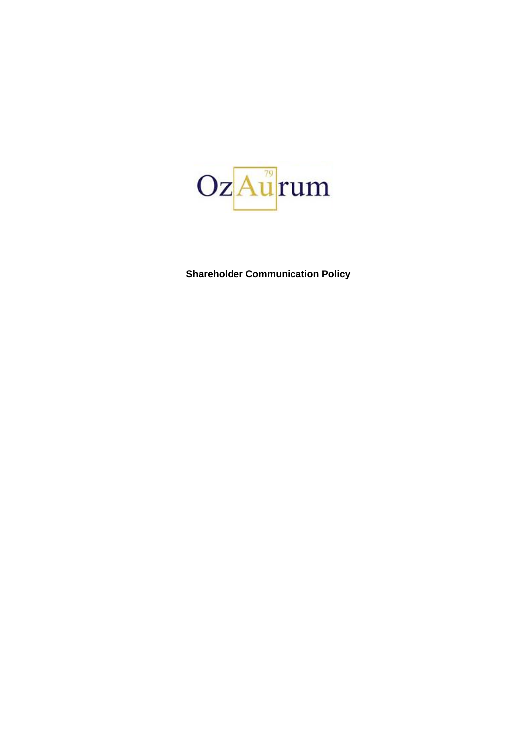OzAurum

**Shareholder Communication Policy**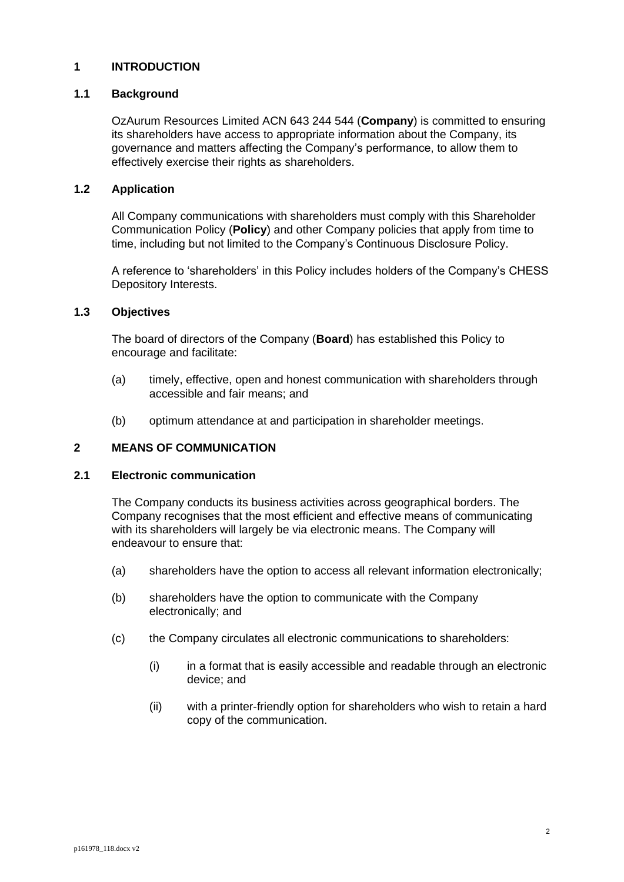# 1 INTRODUCTION

## 1.1 Background

OzAurum Resources Limited ACN 643 244 544 (**Company**) is committed to ensuring its shareholders have access to appropriate information about the Company, its governance and matters affecting the Company's performance, to allow them to effectively exercise their rights as shareholders.

## 1.2 Application

All Company communications with shareholders must comply with this Shareholder Communication Policy (**Policy**) and other Company policies that apply from time to time, including but not limited to the Company's Continuous Disclosure Policy.

A reference to 'shareholders' in this Policy includes holders of the Company's CHESS Depository Interests.

## 1.3 Objectives

The board of directors of the Company (**Board**) has established this Policy to encourage and facilitate:

(a) timely, effective, open and honest communication with shareholders through accessible and fair means; and

(b) optimum attendance at and participation in shareholder meetings.

# 2 MEANS OF COMMUNICATION

## 2.1 Electronic communication

The Company conducts its business activities across geographical borders. The Company recognises that the most efficient and effective means of communicating with its shareholders will largely be via electronic means. The Company will endeavour to ensure that:

(a) shareholders have the option to access all relevant information electronically;

(b) shareholders have the option to communicate with the Company electronically; and

(c) the Company circulates all electronic communications to shareholders:

  (i) in a format that is easily accessible and readable through an electronic device; and

  (ii) with a printer-friendly option for shareholders who wish to retain a hard copy of the communication.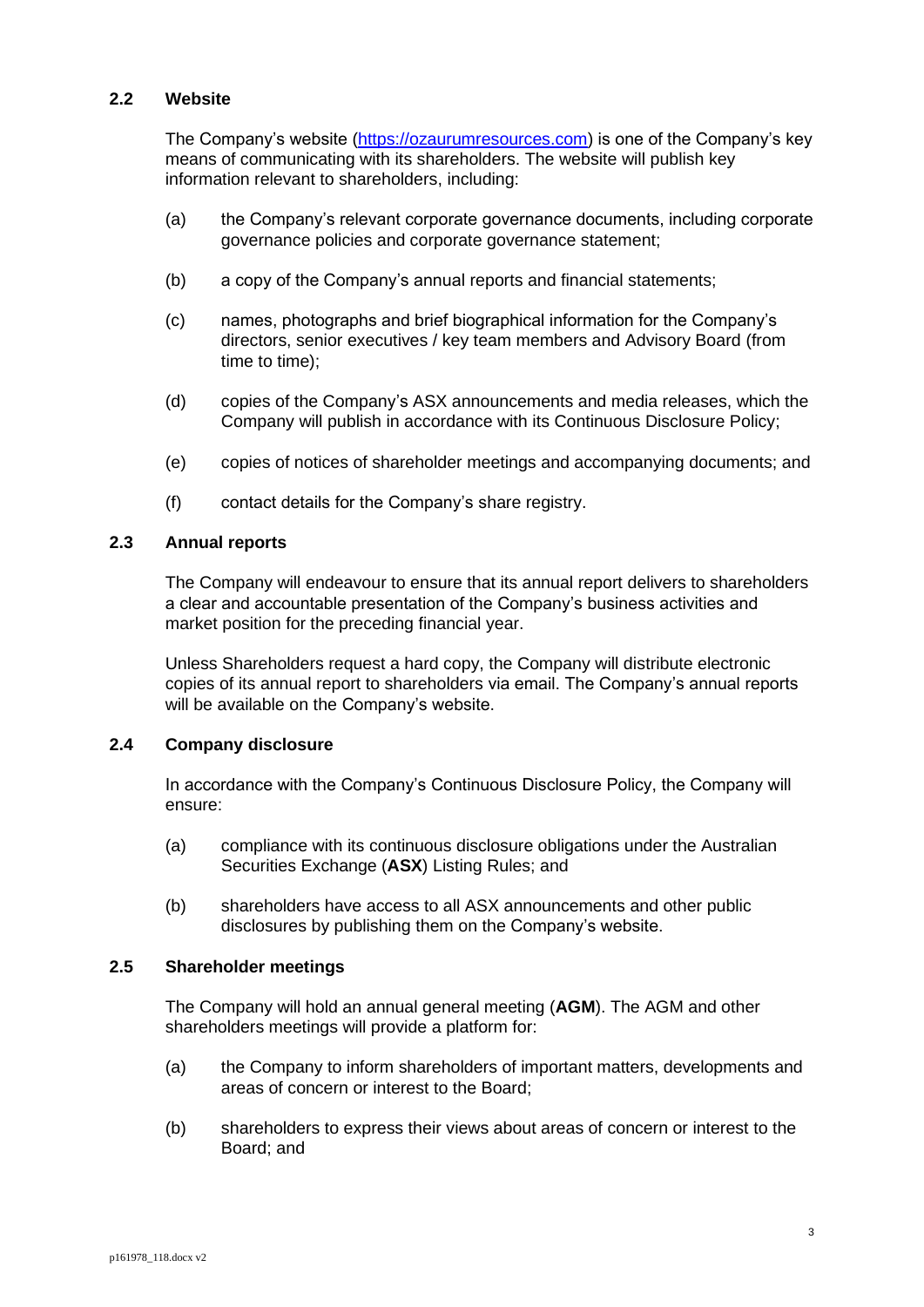### 2.2 Website

The Company's website ([https://ozaurumresources.com](https://ozaurumresources.com)) is one of the Company's key means of communicating with its shareholders. The website will publish key information relevant to shareholders, including:

(a) the Company's relevant corporate governance documents, including corporate governance policies and corporate governance statement;

(b) a copy of the Company's annual reports and financial statements;

(c) names, photographs and brief biographical information for the Company's directors, senior executives / key team members and Advisory Board (from time to time);

(d) copies of the Company's ASX announcements and media releases, which the Company will publish in accordance with its Continuous Disclosure Policy;

(e) copies of notices of shareholder meetings and accompanying documents; and

(f) contact details for the Company's share registry.

### 2.3 Annual reports

The Company will endeavour to ensure that its annual report delivers to shareholders a clear and accountable presentation of the Company's business activities and market position for the preceding financial year.

Unless Shareholders request a hard copy, the Company will distribute electronic copies of its annual report to shareholders via email. The Company's annual reports will be available on the Company's website.

### 2.4 Company disclosure

In accordance with the Company's Continuous Disclosure Policy, the Company will ensure:

(a) compliance with its continuous disclosure obligations under the Australian Securities Exchange (**ASX**) Listing Rules; and

(b) shareholders have access to all ASX announcements and other public disclosures by publishing them on the Company's website.

### 2.5 Shareholder meetings

The Company will hold an annual general meeting (**AGM**). The AGM and other shareholders meetings will provide a platform for:

(a) the Company to inform shareholders of important matters, developments and areas of concern or interest to the Board;

(b) shareholders to express their views about areas of concern or interest to the Board; and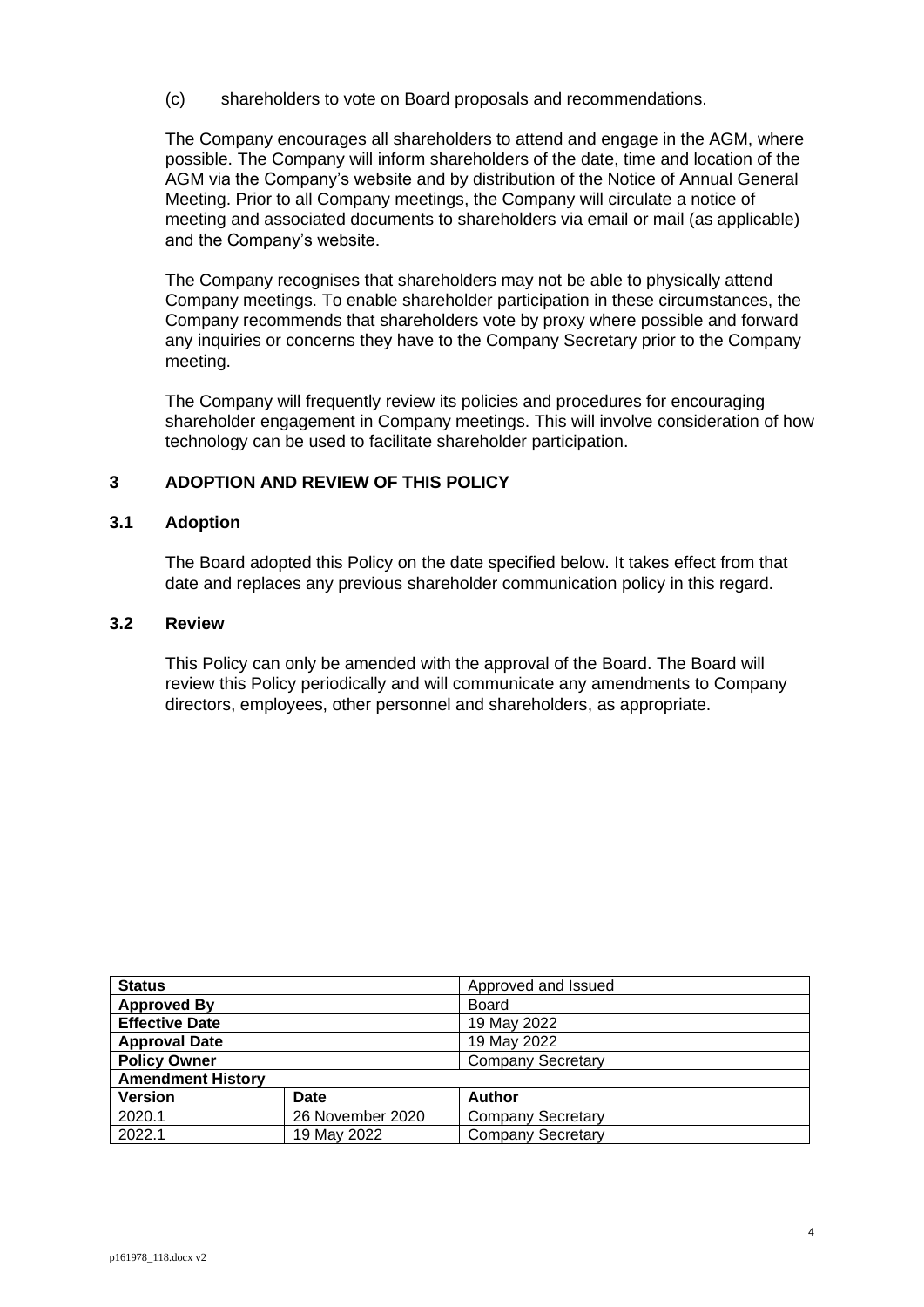(c) shareholders to vote on Board proposals and recommendations.

The Company encourages all shareholders to attend and engage in the AGM, where possible. The Company will inform shareholders of the date, time and location of the AGM via the Company's website and by distribution of the Notice of Annual General Meeting. Prior to all Company meetings, the Company will circulate a notice of meeting and associated documents to shareholders via email or mail (as applicable) and the Company's website.

The Company recognises that shareholders may not be able to physically attend Company meetings. To enable shareholder participation in these circumstances, the Company recommends that shareholders vote by proxy where possible and forward any inquiries or concerns they have to the Company Secretary prior to the Company meeting.

The Company will frequently review its policies and procedures for encouraging shareholder engagement in Company meetings. This will involve consideration of how technology can be used to facilitate shareholder participation.

## 3 ADOPTION AND REVIEW OF THIS POLICY

### 3.1 Adoption

The Board adopted this Policy on the date specified below. It takes effect from that date and replaces any previous shareholder communication policy in this regard.

### 3.2 Review

This Policy can only be amended with the approval of the Board. The Board will review this Policy periodically and will communicate any amendments to Company directors, employees, other personnel and shareholders, as appropriate.

| | | |
|---|---|---|
| **Status** | | Approved and Issued |
| **Approved By** | | Board |
| **Effective Date** | | 19 May 2022 |
| **Approval Date** | | 19 May 2022 |
| **Policy Owner** | | Company Secretary |
| **Amendment History** | | |
| **Version** | **Date** | **Author** |
| 2020.1 | 26 November 2020 | Company Secretary |
| 2022.1 | 19 May 2022 | Company Secretary |

p161978_118.docx v2